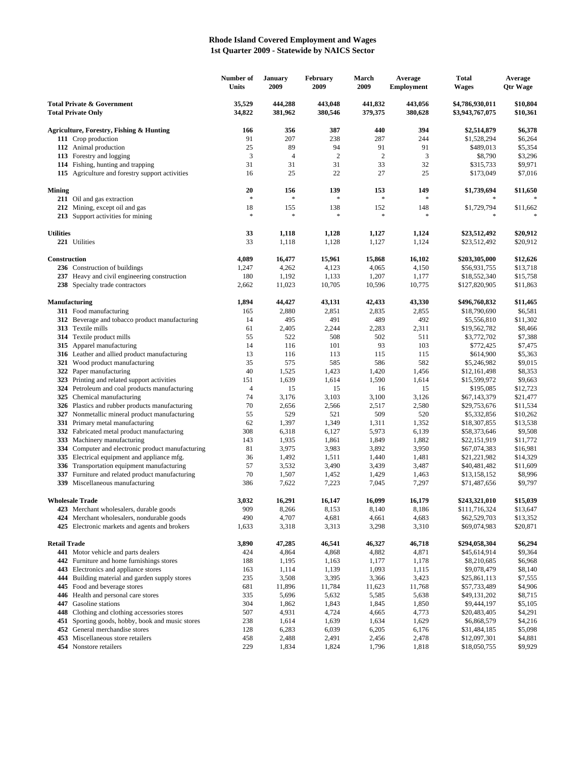**Rhode Island Covered Employment and Wages**
**1st Quarter 2009 - Statewide by NAICS Sector**

| | Number of Units | January 2009 | February 2009 | March 2009 | Average Employment | Total Wages | Average Qtr Wage |
|---|---|---|---|---|---|---|---|
| **Total Private & Government** | **35,529** | **444,288** | **443,048** | **441,832** | **443,056** | **$4,786,930,011** | **$10,804** |
| **Total Private Only** | **34,822** | **381,962** | **380,546** | **379,375** | **380,628** | **$3,943,767,075** | **$10,361** |
| **Agriculture, Forestry, Fishing & Hunting** | **166** | **356** | **387** | **440** | **394** | **$2,514,879** | **$6,378** |
| **111** Crop production | 91 | 207 | 238 | 287 | 244 | $1,528,294 | $6,264 |
| **112** Animal production | 25 | 89 | 94 | 91 | 91 | $489,013 | $5,354 |
| **113** Forestry and logging | 3 | 4 | 2 | 2 | 3 | $8,790 | $3,296 |
| **114** Fishing, hunting and trapping | 31 | 31 | 31 | 33 | 32 | $315,733 | $9,971 |
| **115** Agriculture and forestry support activities | 16 | 25 | 22 | 27 | 25 | $173,049 | $7,016 |
| **Mining** | **20** | **156** | **139** | **153** | **149** | **$1,739,694** | **$11,650** |
| **211** Oil and gas extraction | * | * | * | * | * | * | * |
| **212** Mining, except oil and gas | 18 | 155 | 138 | 152 | 148 | $1,729,794 | $11,662 |
| **213** Support activities for mining | * | * | * | * | * | * | * |
| **Utilities** | **33** | **1,118** | **1,128** | **1,127** | **1,124** | **$23,512,492** | **$20,912** |
| **221** Utilities | 33 | 1,118 | 1,128 | 1,127 | 1,124 | $23,512,492 | $20,912 |
| **Construction** | **4,089** | **16,477** | **15,961** | **15,868** | **16,102** | **$203,305,000** | **$12,626** |
| **236** Construction of buildings | 1,247 | 4,262 | 4,123 | 4,065 | 4,150 | $56,931,755 | $13,718 |
| **237** Heavy and civil engineering construction | 180 | 1,192 | 1,133 | 1,207 | 1,177 | $18,552,340 | $15,758 |
| **238** Specialty trade contractors | 2,662 | 11,023 | 10,705 | 10,596 | 10,775 | $127,820,905 | $11,863 |
| **Manufacturing** | **1,894** | **44,427** | **43,131** | **42,433** | **43,330** | **$496,760,832** | **$11,465** |
| **311** Food manufacturing | 165 | 2,880 | 2,851 | 2,835 | 2,855 | $18,790,690 | $6,581 |
| **312** Beverage and tobacco product manufacturing | 14 | 495 | 491 | 489 | 492 | $5,556,810 | $11,302 |
| **313** Textile mills | 61 | 2,405 | 2,244 | 2,283 | 2,311 | $19,562,782 | $8,466 |
| **314** Textile product mills | 55 | 522 | 508 | 502 | 511 | $3,772,702 | $7,388 |
| **315** Apparel manufacturing | 14 | 116 | 101 | 93 | 103 | $772,425 | $7,475 |
| **316** Leather and allied product manufacturing | 13 | 116 | 113 | 115 | 115 | $614,900 | $5,363 |
| **321** Wood product manufacturing | 35 | 575 | 585 | 586 | 582 | $5,246,982 | $9,015 |
| **322** Paper manufacturing | 40 | 1,525 | 1,423 | 1,420 | 1,456 | $12,161,498 | $8,353 |
| **323** Printing and related support activities | 151 | 1,639 | 1,614 | 1,590 | 1,614 | $15,599,972 | $9,663 |
| **324** Petroleum and coal products manufacturing | 4 | 15 | 15 | 16 | 15 | $195,085 | $12,723 |
| **325** Chemical manufacturing | 74 | 3,176 | 3,103 | 3,100 | 3,126 | $67,143,379 | $21,477 |
| **326** Plastics and rubber products manufacturing | 70 | 2,656 | 2,566 | 2,517 | 2,580 | $29,753,676 | $11,534 |
| **327** Nonmetallic mineral product manufacturing | 55 | 529 | 521 | 509 | 520 | $5,332,856 | $10,262 |
| **331** Primary metal manufacturing | 62 | 1,397 | 1,349 | 1,311 | 1,352 | $18,307,855 | $13,538 |
| **332** Fabricated metal product manufacturing | 308 | 6,318 | 6,127 | 5,973 | 6,139 | $58,373,646 | $9,508 |
| **333** Machinery manufacturing | 143 | 1,935 | 1,861 | 1,849 | 1,882 | $22,151,919 | $11,772 |
| **334** Computer and electronic product manufacturing | 81 | 3,975 | 3,983 | 3,892 | 3,950 | $67,074,383 | $16,981 |
| **335** Electrical equipment and appliance mfg. | 36 | 1,492 | 1,511 | 1,440 | 1,481 | $21,221,982 | $14,329 |
| **336** Transportation equipment manufacturing | 57 | 3,532 | 3,490 | 3,439 | 3,487 | $40,481,482 | $11,609 |
| **337** Furniture and related product manufacturing | 70 | 1,507 | 1,452 | 1,429 | 1,463 | $13,158,152 | $8,996 |
| **339** Miscellaneous manufacturing | 386 | 7,622 | 7,223 | 7,045 | 7,297 | $71,487,656 | $9,797 |
| **Wholesale Trade** | **3,032** | **16,291** | **16,147** | **16,099** | **16,179** | **$243,321,010** | **$15,039** |
| **423** Merchant wholesalers, durable goods | 909 | 8,266 | 8,153 | 8,140 | 8,186 | $111,716,324 | $13,647 |
| **424** Merchant wholesalers, nondurable goods | 490 | 4,707 | 4,681 | 4,661 | 4,683 | $62,529,703 | $13,352 |
| **425** Electronic markets and agents and brokers | 1,633 | 3,318 | 3,313 | 3,298 | 3,310 | $69,074,983 | $20,871 |
| **Retail Trade** | **3,890** | **47,285** | **46,541** | **46,327** | **46,718** | **$294,058,304** | **$6,294** |
| **441** Motor vehicle and parts dealers | 424 | 4,864 | 4,868 | 4,882 | 4,871 | $45,614,914 | $9,364 |
| **442** Furniture and home furnishings stores | 188 | 1,195 | 1,163 | 1,177 | 1,178 | $8,210,685 | $6,968 |
| **443** Electronics and appliance stores | 163 | 1,114 | 1,139 | 1,093 | 1,115 | $9,078,479 | $8,140 |
| **444** Building material and garden supply stores | 235 | 3,508 | 3,395 | 3,366 | 3,423 | $25,861,113 | $7,555 |
| **445** Food and beverage stores | 681 | 11,896 | 11,784 | 11,623 | 11,768 | $57,733,489 | $4,906 |
| **446** Health and personal care stores | 335 | 5,696 | 5,632 | 5,585 | 5,638 | $49,131,202 | $8,715 |
| **447** Gasoline stations | 304 | 1,862 | 1,843 | 1,845 | 1,850 | $9,444,197 | $5,105 |
| **448** Clothing and clothing accessories stores | 507 | 4,931 | 4,724 | 4,665 | 4,773 | $20,483,405 | $4,291 |
| **451** Sporting goods, hobby, book and music stores | 238 | 1,614 | 1,639 | 1,634 | 1,629 | $6,868,579 | $4,216 |
| **452** General merchandise stores | 128 | 6,283 | 6,039 | 6,205 | 6,176 | $31,484,185 | $5,098 |
| **453** Miscellaneous store retailers | 458 | 2,488 | 2,491 | 2,456 | 2,478 | $12,097,301 | $4,881 |
| **454** Nonstore retailers | 229 | 1,834 | 1,824 | 1,796 | 1,818 | $18,050,755 | $9,929 |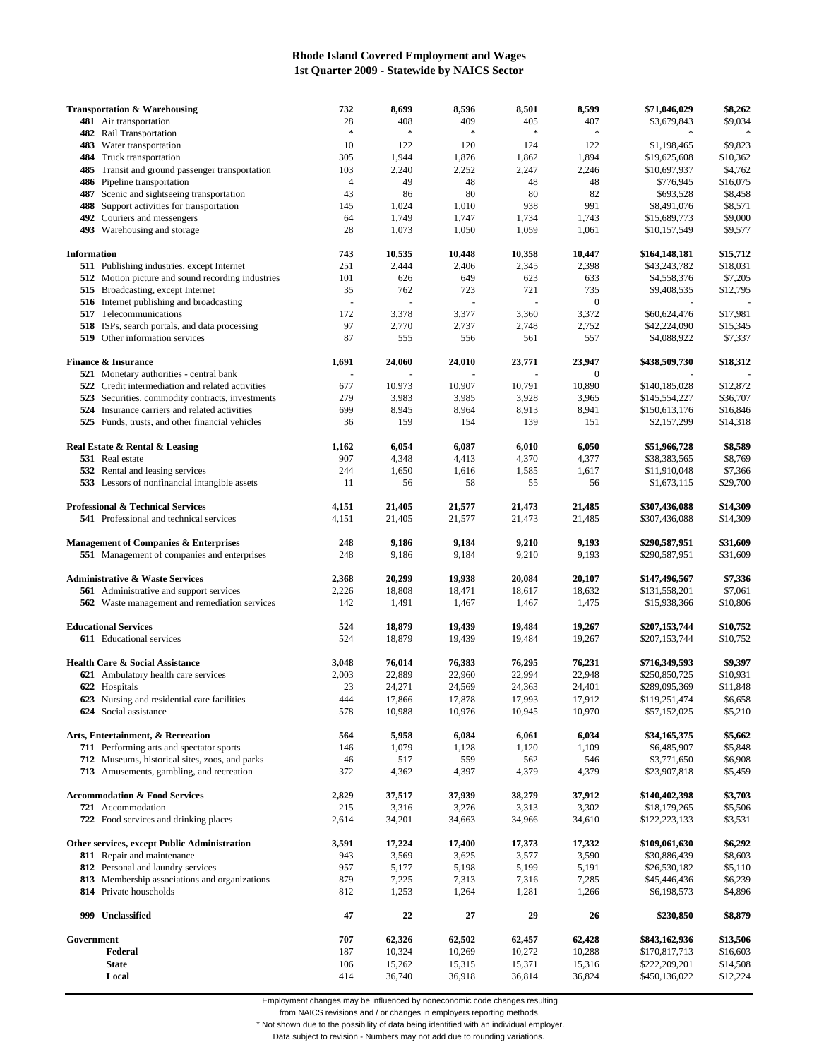# Rhode Island Covered Employment and Wages
## 1st Quarter 2009 - Statewide by NAICS Sector

| | | | | | | | |
|---|---|---|---|---|---|---|---|
| **Transportation & Warehousing** | **732** | **8,699** | **8,596** | **8,501** | **8,599** | **$71,046,029** | **$8,262** |
| **481** Air transportation | 28 | 408 | 409 | 405 | 407 | $3,679,843 | $9,034 |
| **482** Rail Transportation | * | * | * | * | * | * | * |
| **483** Water transportation | 10 | 122 | 120 | 124 | 122 | $1,198,465 | $9,823 |
| **484** Truck transportation | 305 | 1,944 | 1,876 | 1,862 | 1,894 | $19,625,608 | $10,362 |
| **485** Transit and ground passenger transportation | 103 | 2,240 | 2,252 | 2,247 | 2,246 | $10,697,937 | $4,762 |
| **486** Pipeline transportation | 4 | 49 | 48 | 48 | 48 | $776,945 | $16,075 |
| **487** Scenic and sightseeing transportation | 43 | 86 | 80 | 80 | 82 | $693,528 | $8,458 |
| **488** Support activities for transportation | 145 | 1,024 | 1,010 | 938 | 991 | $8,491,076 | $8,571 |
| **492** Couriers and messengers | 64 | 1,749 | 1,747 | 1,734 | 1,743 | $15,689,773 | $9,000 |
| **493** Warehousing and storage | 28 | 1,073 | 1,050 | 1,059 | 1,061 | $10,157,549 | $9,577 |
| **Information** | **743** | **10,535** | **10,448** | **10,358** | **10,447** | **$164,148,181** | **$15,712** |
| **511** Publishing industries, except Internet | 251 | 2,444 | 2,406 | 2,345 | 2,398 | $43,243,782 | $18,031 |
| **512** Motion picture and sound recording industries | 101 | 626 | 649 | 623 | 633 | $4,558,376 | $7,205 |
| **515** Broadcasting, except Internet | 35 | 762 | 723 | 721 | 735 | $9,408,535 | $12,795 |
| **516** Internet publishing and broadcasting | - | - | - | - | 0 | - | - |
| **517** Telecommunications | 172 | 3,378 | 3,377 | 3,360 | 3,372 | $60,624,476 | $17,981 |
| **518** ISPs, search portals, and data processing | 97 | 2,770 | 2,737 | 2,748 | 2,752 | $42,224,090 | $15,345 |
| **519** Other information services | 87 | 555 | 556 | 561 | 557 | $4,088,922 | $7,337 |
| **Finance & Insurance** | **1,691** | **24,060** | **24,010** | **23,771** | **23,947** | **$438,509,730** | **$18,312** |
| **521** Monetary authorities - central bank | - | - | - | - | 0 | - | - |
| **522** Credit intermediation and related activities | 677 | 10,973 | 10,907 | 10,791 | 10,890 | $140,185,028 | $12,872 |
| **523** Securities, commodity contracts, investments | 279 | 3,983 | 3,985 | 3,928 | 3,965 | $145,554,227 | $36,707 |
| **524** Insurance carriers and related activities | 699 | 8,945 | 8,964 | 8,913 | 8,941 | $150,613,176 | $16,846 |
| **525** Funds, trusts, and other financial vehicles | 36 | 159 | 154 | 139 | 151 | $2,157,299 | $14,318 |
| **Real Estate & Rental & Leasing** | **1,162** | **6,054** | **6,087** | **6,010** | **6,050** | **$51,966,728** | **$8,589** |
| **531** Real estate | 907 | 4,348 | 4,413 | 4,370 | 4,377 | $38,383,565 | $8,769 |
| **532** Rental and leasing services | 244 | 1,650 | 1,616 | 1,585 | 1,617 | $11,910,048 | $7,366 |
| **533** Lessors of nonfinancial intangible assets | 11 | 56 | 58 | 55 | 56 | $1,673,115 | $29,700 |
| **Professional & Technical Services** | **4,151** | **21,405** | **21,577** | **21,473** | **21,485** | **$307,436,088** | **$14,309** |
| **541** Professional and technical services | 4,151 | 21,405 | 21,577 | 21,473 | 21,485 | $307,436,088 | $14,309 |
| **Management of Companies & Enterprises** | **248** | **9,186** | **9,184** | **9,210** | **9,193** | **$290,587,951** | **$31,609** |
| **551** Management of companies and enterprises | 248 | 9,186 | 9,184 | 9,210 | 9,193 | $290,587,951 | $31,609 |
| **Administrative & Waste Services** | **2,368** | **20,299** | **19,938** | **20,084** | **20,107** | **$147,496,567** | **$7,336** |
| **561** Administrative and support services | 2,226 | 18,808 | 18,471 | 18,617 | 18,632 | $131,558,201 | $7,061 |
| **562** Waste management and remediation services | 142 | 1,491 | 1,467 | 1,467 | 1,475 | $15,938,366 | $10,806 |
| **Educational Services** | **524** | **18,879** | **19,439** | **19,484** | **19,267** | **$207,153,744** | **$10,752** |
| **611** Educational services | 524 | 18,879 | 19,439 | 19,484 | 19,267 | $207,153,744 | $10,752 |
| **Health Care & Social Assistance** | **3,048** | **76,014** | **76,383** | **76,295** | **76,231** | **$716,349,593** | **$9,397** |
| **621** Ambulatory health care services | 2,003 | 22,889 | 22,960 | 22,994 | 22,948 | $250,850,725 | $10,931 |
| **622** Hospitals | 23 | 24,271 | 24,569 | 24,363 | 24,401 | $289,095,369 | $11,848 |
| **623** Nursing and residential care facilities | 444 | 17,866 | 17,878 | 17,993 | 17,912 | $119,251,474 | $6,658 |
| **624** Social assistance | 578 | 10,988 | 10,976 | 10,945 | 10,970 | $57,152,025 | $5,210 |
| **Arts, Entertainment, & Recreation** | **564** | **5,958** | **6,084** | **6,061** | **6,034** | **$34,165,375** | **$5,662** |
| **711** Performing arts and spectator sports | 146 | 1,079 | 1,128 | 1,120 | 1,109 | $6,485,907 | $5,848 |
| **712** Museums, historical sites, zoos, and parks | 46 | 517 | 559 | 562 | 546 | $3,771,650 | $6,908 |
| **713** Amusements, gambling, and recreation | 372 | 4,362 | 4,397 | 4,379 | 4,379 | $23,907,818 | $5,459 |
| **Accommodation & Food Services** | **2,829** | **37,517** | **37,939** | **38,279** | **37,912** | **$140,402,398** | **$3,703** |
| **721** Accommodation | 215 | 3,316 | 3,276 | 3,313 | 3,302 | $18,179,265 | $5,506 |
| **722** Food services and drinking places | 2,614 | 34,201 | 34,663 | 34,966 | 34,610 | $122,223,133 | $3,531 |
| **Other services, except Public Administration** | **3,591** | **17,224** | **17,400** | **17,373** | **17,332** | **$109,061,630** | **$6,292** |
| **811** Repair and maintenance | 943 | 3,569 | 3,625 | 3,577 | 3,590 | $30,886,439 | $8,603 |
| **812** Personal and laundry services | 957 | 5,177 | 5,198 | 5,199 | 5,191 | $26,530,182 | $5,110 |
| **813** Membership associations and organizations | 879 | 7,225 | 7,313 | 7,316 | 7,285 | $45,446,436 | $6,239 |
| **814** Private households | 812 | 1,253 | 1,264 | 1,281 | 1,266 | $6,198,573 | $4,896 |
| **999 Unclassified** | **47** | **22** | **27** | **29** | **26** | **$230,850** | **$8,879** |
| **Government** | **707** | **62,326** | **62,502** | **62,457** | **62,428** | **$843,162,936** | **$13,506** |
| **Federal** | 187 | 10,324 | 10,269 | 10,272 | 10,288 | $170,817,713 | $16,603 |
| **State** | 106 | 15,262 | 15,315 | 15,371 | 15,316 | $222,209,201 | $14,508 |
| **Local** | 414 | 36,740 | 36,918 | 36,814 | 36,824 | $450,136,022 | $12,224 |

Employment changes may be influenced by noneconomic code changes resulting from NAICS revisions and / or changes in employers reporting methods.

* Not shown due to the possibility of data being identified with an individual employer.

Data subject to revision - Numbers may not add due to rounding variations.